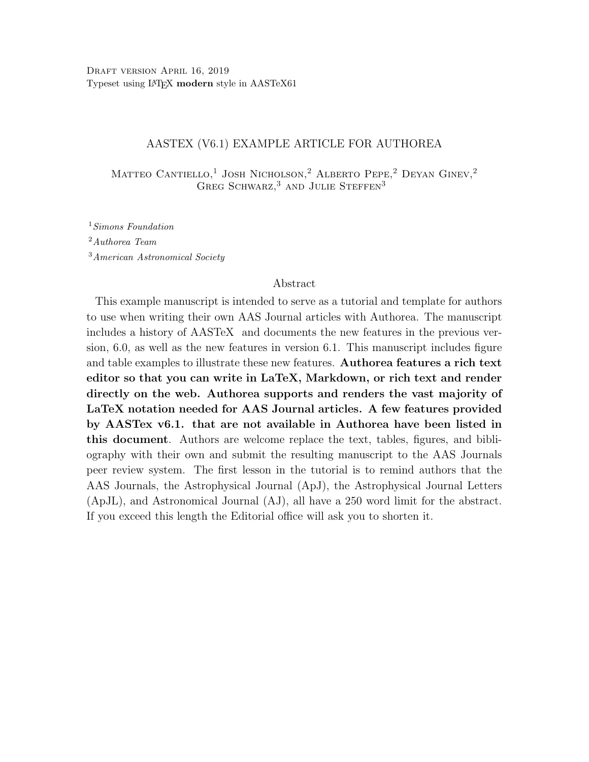Draft version April 16, 2019
Typeset using LaTeX **modern** style in AASTeX61

# AASTEX (V6.1) EXAMPLE ARTICLE FOR AUTHOREA

Matteo Cantiello,[1] Josh Nicholson,[2] Alberto Pepe,[2] Deyan Ginev,[2] Greg Schwarz,[3] and Julie Steffen[3]

[1] *Simons Foundation*

[2] *Authorea Team*

[3] *American Astronomical Society*

## Abstract

This example manuscript is intended to serve as a tutorial and template for authors to use when writing their own AAS Journal articles with Authorea. The manuscript includes a history of AASTeX and documents the new features in the previous version, 6.0, as well as the new features in version 6.1. This manuscript includes figure and table examples to illustrate these new features. **Authorea features a rich text editor so that you can write in LaTeX, Markdown, or rich text and render directly on the web. Authorea supports and renders the vast majority of LaTeX notation needed for AAS Journal articles. A few features provided by AASTex v6.1. that are not available in Authorea have been listed in this document**. Authors are welcome replace the text, tables, figures, and bibliography with their own and submit the resulting manuscript to the AAS Journals peer review system. The first lesson in the tutorial is to remind authors that the AAS Journals, the Astrophysical Journal (ApJ), the Astrophysical Journal Letters (ApJL), and Astronomical Journal (AJ), all have a 250 word limit for the abstract. If you exceed this length the Editorial office will ask you to shorten it.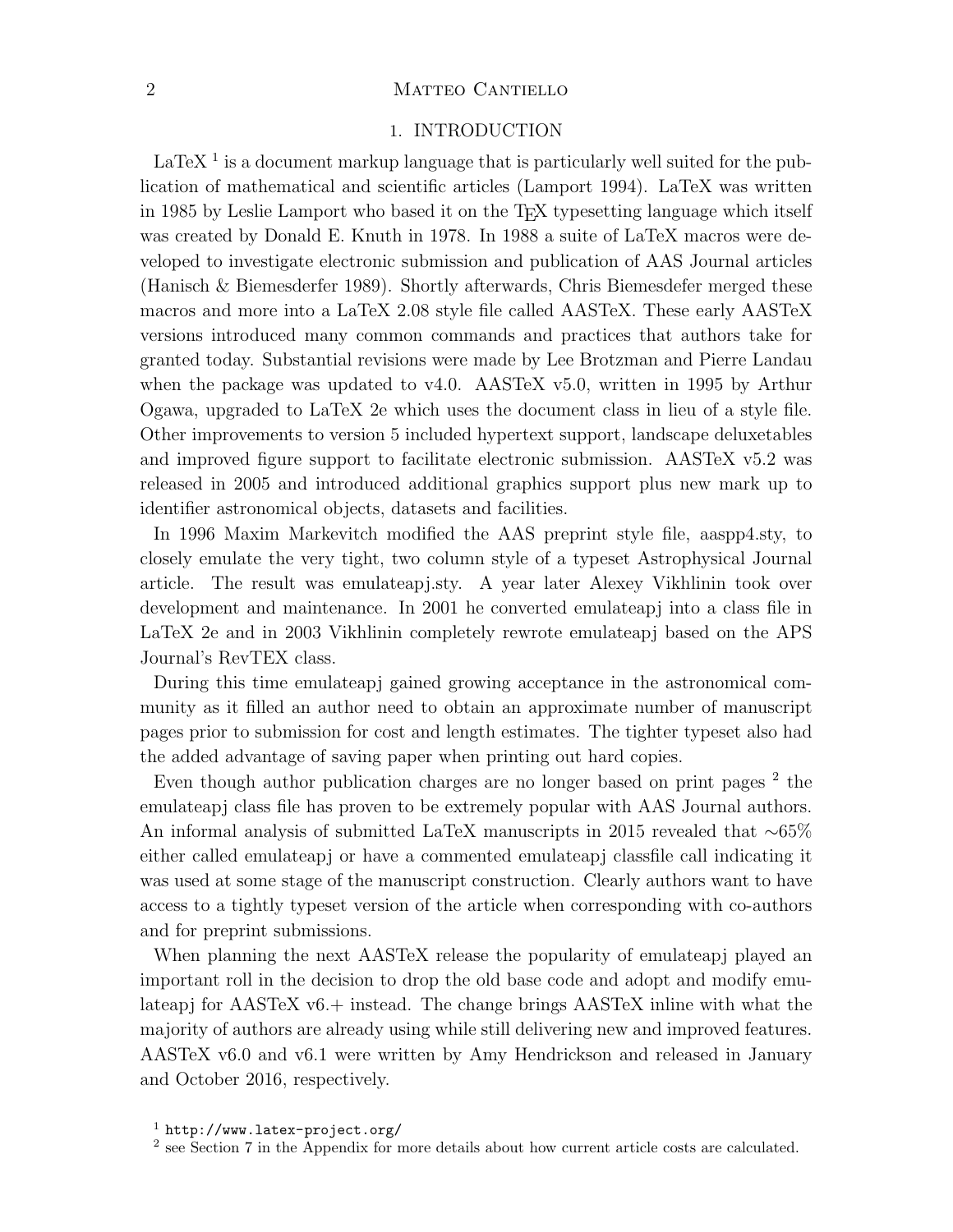# 1. INTRODUCTION

LaTeX [1] is a document markup language that is particularly well suited for the publication of mathematical and scientific articles (Lamport 1994). LaTeX was written in 1985 by Leslie Lamport who based it on the TEX typesetting language which itself was created by Donald E. Knuth in 1978. In 1988 a suite of LaTeX macros were developed to investigate electronic submission and publication of AAS Journal articles (Hanisch & Biemesderfer 1989). Shortly afterwards, Chris Biemesdefer merged these macros and more into a LaTeX 2.08 style file called AASTeX. These early AASTeX versions introduced many common commands and practices that authors take for granted today. Substantial revisions were made by Lee Brotzman and Pierre Landau when the package was updated to v4.0. AASTeX v5.0, written in 1995 by Arthur Ogawa, upgraded to LaTeX 2e which uses the document class in lieu of a style file. Other improvements to version 5 included hypertext support, landscape deluxetables and improved figure support to facilitate electronic submission. AASTeX v5.2 was released in 2005 and introduced additional graphics support plus new mark up to identifier astronomical objects, datasets and facilities.

In 1996 Maxim Markevitch modified the AAS preprint style file, aaspp4.sty, to closely emulate the very tight, two column style of a typeset Astrophysical Journal article. The result was emulateapj.sty. A year later Alexey Vikhlinin took over development and maintenance. In 2001 he converted emulateapj into a class file in LaTeX 2e and in 2003 Vikhlinin completely rewrote emulateapj based on the APS Journal's RevTEX class.

During this time emulateapj gained growing acceptance in the astronomical community as it filled an author need to obtain an approximate number of manuscript pages prior to submission for cost and length estimates. The tighter typeset also had the added advantage of saving paper when printing out hard copies.

Even though author publication charges are no longer based on print pages [2] the emulateapj class file has proven to be extremely popular with AAS Journal authors. An informal analysis of submitted LaTeX manuscripts in 2015 revealed that $\sim$65% either called emulateapj or have a commented emulateapj classfile call indicating it was used at some stage of the manuscript construction. Clearly authors want to have access to a tightly typeset version of the article when corresponding with co-authors and for preprint submissions.

When planning the next AASTeX release the popularity of emulateapj played an important roll in the decision to drop the old base code and adopt and modify emulateapj for AASTeX v6.+ instead. The change brings AASTeX inline with what the majority of authors are already using while still delivering new and improved features. AASTeX v6.0 and v6.1 were written by Amy Hendrickson and released in January and October 2016, respectively.

[1] `http://www.latex-project.org/`

[2] see Section 7 in the Appendix for more details about how current article costs are calculated.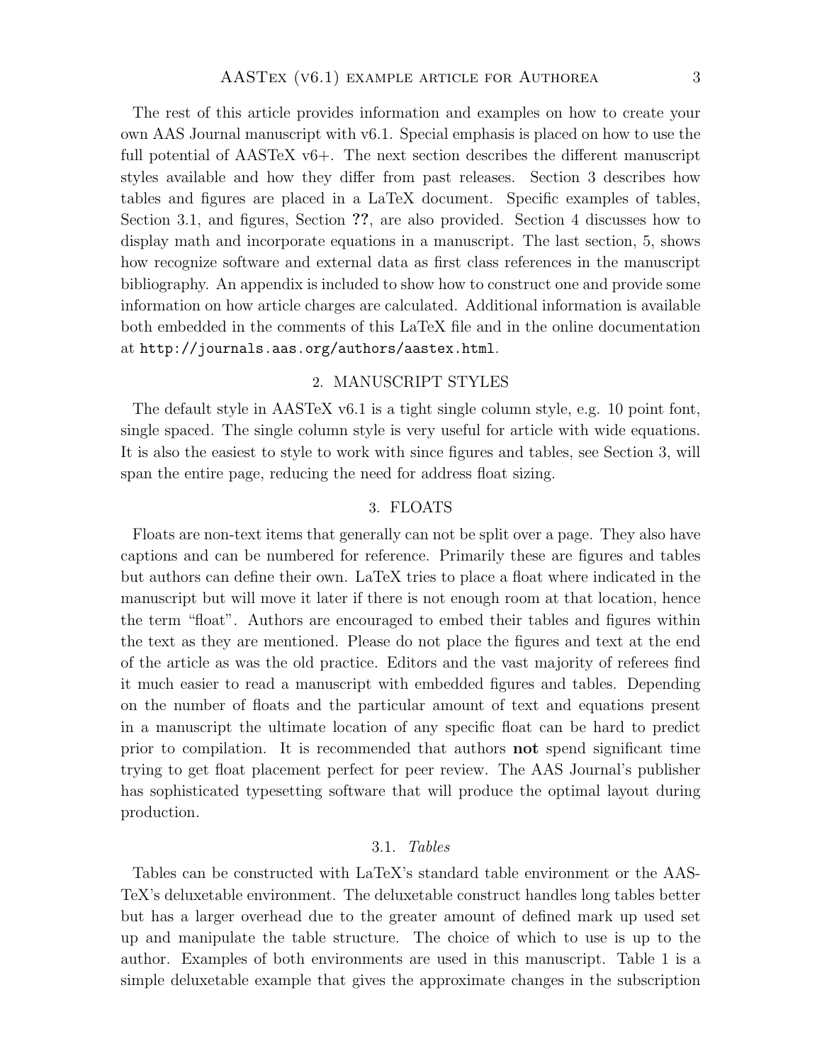The rest of this article provides information and examples on how to create your own AAS Journal manuscript with v6.1. Special emphasis is placed on how to use the full potential of AASTeX v6+. The next section describes the different manuscript styles available and how they differ from past releases. Section 3 describes how tables and figures are placed in a LaTeX document. Specific examples of tables, Section 3.1, and figures, Section **??**, are also provided. Section 4 discusses how to display math and incorporate equations in a manuscript. The last section, 5, shows how recognize software and external data as first class references in the manuscript bibliography. An appendix is included to show how to construct one and provide some information on how article charges are calculated. Additional information is available both embedded in the comments of this LaTeX file and in the online documentation at `http://journals.aas.org/authors/aastex.html`.

## 2. MANUSCRIPT STYLES

The default style in AASTeX v6.1 is a tight single column style, e.g. 10 point font, single spaced. The single column style is very useful for article with wide equations. It is also the easiest to style to work with since figures and tables, see Section 3, will span the entire page, reducing the need for address float sizing.

## 3. FLOATS

Floats are non-text items that generally can not be split over a page. They also have captions and can be numbered for reference. Primarily these are figures and tables but authors can define their own. LaTeX tries to place a float where indicated in the manuscript but will move it later if there is not enough room at that location, hence the term "float". Authors are encouraged to embed their tables and figures within the text as they are mentioned. Please do not place the figures and text at the end of the article as was the old practice. Editors and the vast majority of referees find it much easier to read a manuscript with embedded figures and tables. Depending on the number of floats and the particular amount of text and equations present in a manuscript the ultimate location of any specific float can be hard to predict prior to compilation. It is recommended that authors **not** spend significant time trying to get float placement perfect for peer review. The AAS Journal's publisher has sophisticated typesetting software that will produce the optimal layout during production.

### 3.1. *Tables*

Tables can be constructed with LaTeX's standard table environment or the AAS-TeX's deluxetable environment. The deluxetable construct handles long tables better but has a larger overhead due to the greater amount of defined mark up used set up and manipulate the table structure. The choice of which to use is up to the author. Examples of both environments are used in this manuscript. Table 1 is a simple deluxetable example that gives the approximate changes in the subscription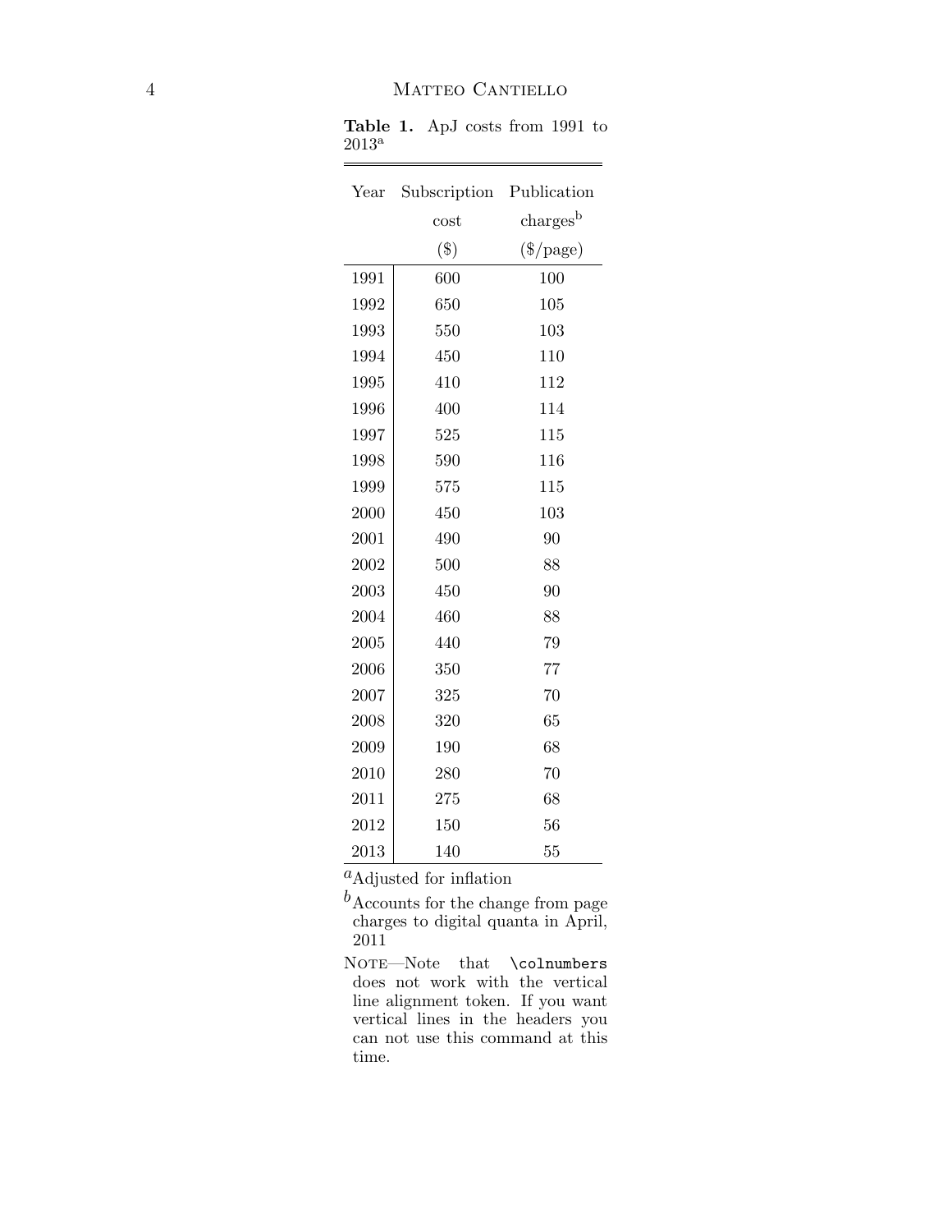**Table 1.** ApJ costs from 1991 to 2013[a]

| Year | Subscription cost ($) | Publication charges[b] ($/page) |
|---|---|---|
| 1991 | 600 | 100 |
| 1992 | 650 | 105 |
| 1993 | 550 | 103 |
| 1994 | 450 | 110 |
| 1995 | 410 | 112 |
| 1996 | 400 | 114 |
| 1997 | 525 | 115 |
| 1998 | 590 | 116 |
| 1999 | 575 | 115 |
| 2000 | 450 | 103 |
| 2001 | 490 | 90 |
| 2002 | 500 | 88 |
| 2003 | 450 | 90 |
| 2004 | 460 | 88 |
| 2005 | 440 | 79 |
| 2006 | 350 | 77 |
| 2007 | 325 | 70 |
| 2008 | 320 | 65 |
| 2009 | 190 | 68 |
| 2010 | 280 | 70 |
| 2011 | 275 | 68 |
| 2012 | 150 | 56 |
| 2013 | 140 | 55 |

[a]Adjusted for inflation

[b]Accounts for the change from page charges to digital quanta in April, 2011

Note—Note that `\colnumbers` does not work with the vertical line alignment token. If you want vertical lines in the headers you can not use this command at this time.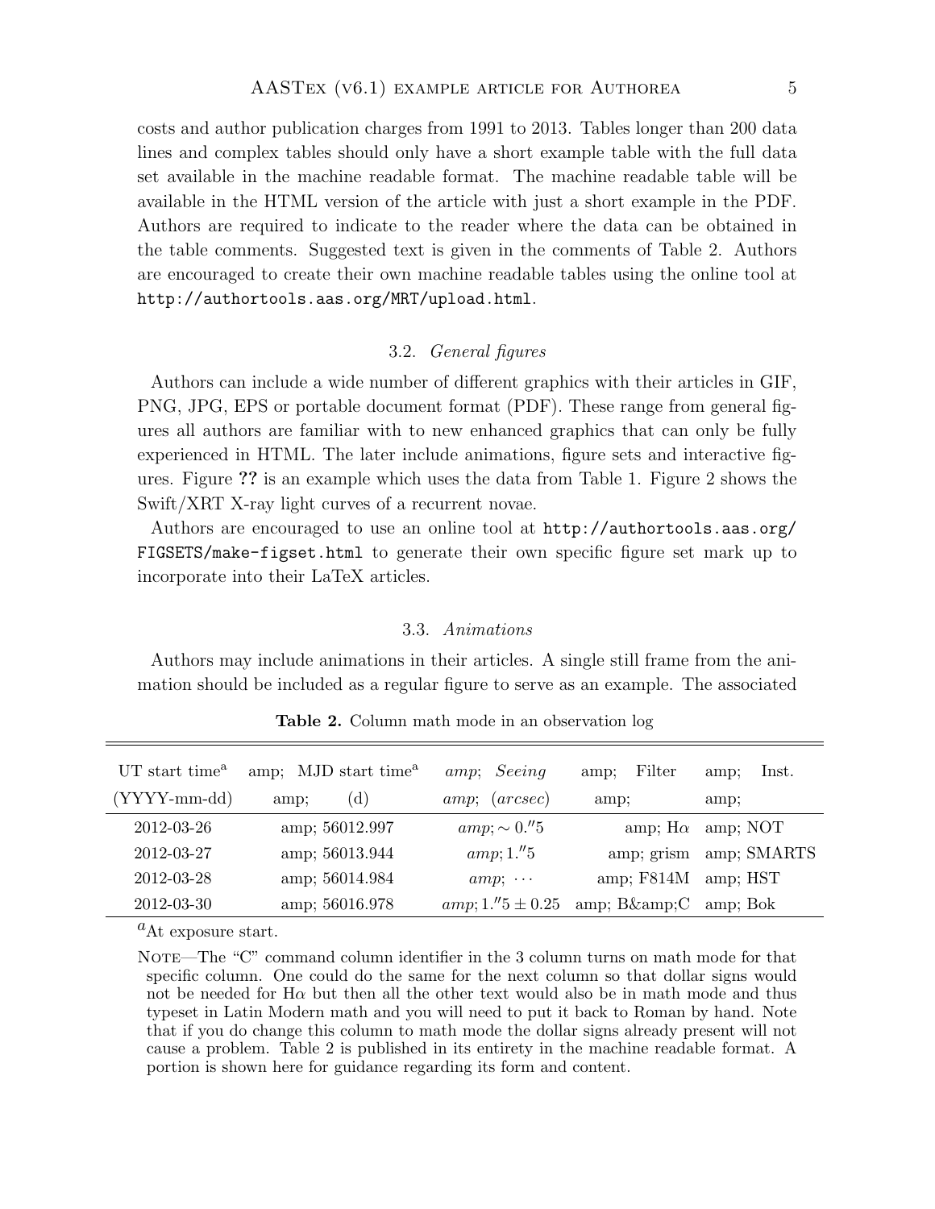costs and author publication charges from 1991 to 2013. Tables longer than 200 data lines and complex tables should only have a short example table with the full data set available in the machine readable format. The machine readable table will be available in the HTML version of the article with just a short example in the PDF. Authors are required to indicate to the reader where the data can be obtained in the table comments. Suggested text is given in the comments of Table 2. Authors are encouraged to create their own machine readable tables using the online tool at `http://authortools.aas.org/MRT/upload.html`.

### 3.2. *General figures*

Authors can include a wide number of different graphics with their articles in GIF, PNG, JPG, EPS or portable document format (PDF). These range from general figures all authors are familiar with to new enhanced graphics that can only be fully experienced in HTML. The later include animations, figure sets and interactive figures. Figure **??** is an example which uses the data from Table 1. Figure 2 shows the Swift/XRT X-ray light curves of a recurrent novae.

Authors are encouraged to use an online tool at `http://authortools.aas.org/FIGSETS/make-figset.html` to generate their own specific figure set mark up to incorporate into their LaTeX articles.

### 3.3. *Animations*

Authors may include animations in their articles. A single still frame from the animation should be included as a regular figure to serve as an example. The associated

**Table 2.** Column math mode in an observation log

| UT start time[a] (YYYY-mm-dd) | amp; MJD start time[a] amp; (d) | $amp;\ Seeing$ $amp;\ (arcsec)$ | amp; Filter amp; | amp; Inst. amp; |
|---|---|---|---|---|
| 2012-03-26 | amp; 56012.997 | $amp; \sim 0.''5$ | amp; H$\alpha$ | amp; NOT |
| 2012-03-27 | amp; 56013.944 | $amp; 1.''5$ | amp; grism | amp; SMARTS |
| 2012-03-28 | amp; 56014.984 | $amp;\ \cdots$ | amp; F814M | amp; HST |
| 2012-03-30 | amp; 56016.978 | $amp; 1.''5 \pm 0.25$ | amp; B&amp;C | amp; Bok |

[a]At exposure start.

Note—The "C" command column identifier in the 3 column turns on math mode for that specific column. One could do the same for the next column so that dollar signs would not be needed for H$\alpha$ but then all the other text would also be in math mode and thus typeset in Latin Modern math and you will need to put it back to Roman by hand. Note that if you do change this column to math mode the dollar signs already present will not cause a problem. Table 2 is published in its entirety in the machine readable format. A portion is shown here for guidance regarding its form and content.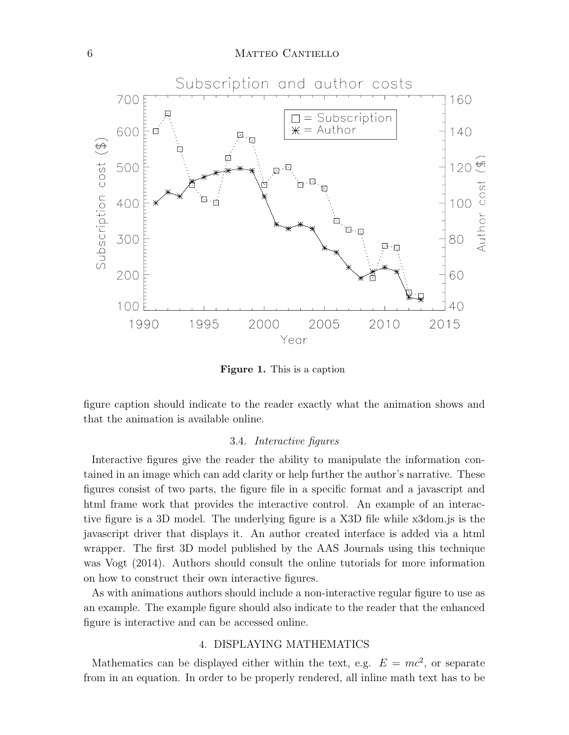Figure 1. This is a caption

figure caption should indicate to the reader exactly what the animation shows and that the animation is available online.

### 3.4. *Interactive figures*

Interactive figures give the reader the ability to manipulate the information contained in an image which can add clarity or help further the author's narrative. These figures consist of two parts, the figure file in a specific format and a javascript and html frame work that provides the interactive control. An example of an interactive figure is a 3D model. The underlying figure is a X3D file while x3dom.js is the javascript driver that displays it. An author created interface is added via a html wrapper. The first 3D model published by the AAS Journals using this technique was Vogt (2014). Authors should consult the online tutorials for more information on how to construct their own interactive figures.

As with animations authors should include a non-interactive regular figure to use as an example. The example figure should also indicate to the reader that the enhanced figure is interactive and can be accessed online.

## 4. DISPLAYING MATHEMATICS

Mathematics can be displayed either within the text, e.g. $E = mc^2$, or separate from in an equation. In order to be properly rendered, all inline math text has to be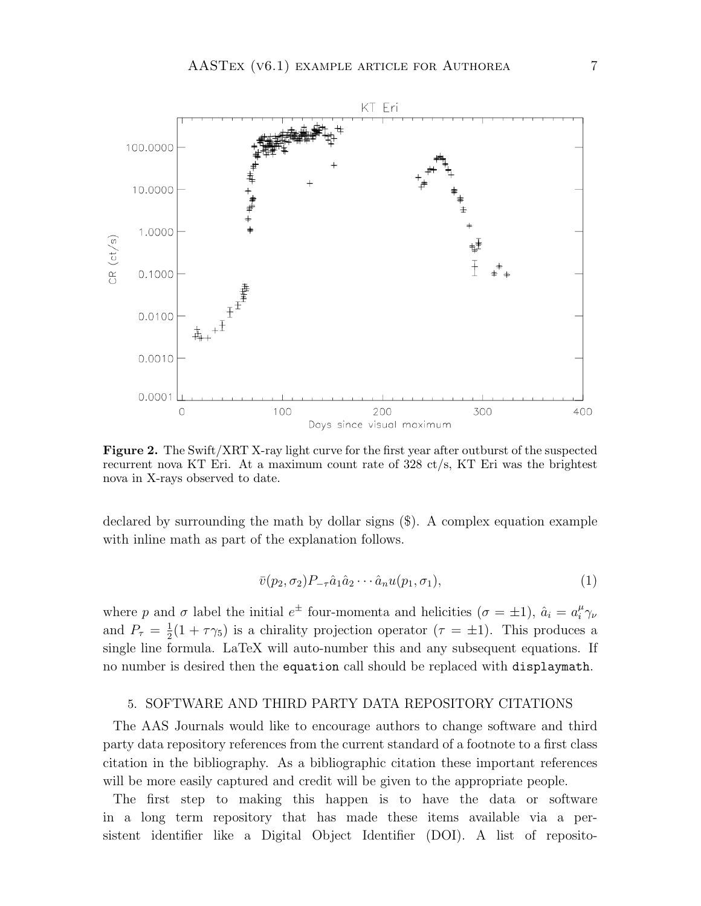**Figure 2.** The Swift/XRT X-ray light curve for the first year after outburst of the suspected recurrent nova KT Eri. At a maximum count rate of 328 ct/s, KT Eri was the brightest nova in X-rays observed to date.

declared by surrounding the math by dollar signs ($). A complex equation example with inline math as part of the explanation follows.

$$\bar{v}(p_2, \sigma_2) P_{-\tau} \hat{a}_1 \hat{a}_2 \cdots \hat{a}_n u(p_1, \sigma_1), \tag{1}$$

where $p$ and $\sigma$ label the initial $e^{\pm}$ four-momenta and helicities ($\sigma = \pm 1$), $\hat{a}_i = a_i^{\mu} \gamma_{\nu}$ and $P_{\tau} = \frac{1}{2}(1 + \tau\gamma_5)$ is a chirality projection operator ($\tau = \pm 1$). This produces a single line formula. LaTeX will auto-number this and any subsequent equations. If no number is desired then the `equation` call should be replaced with `displaymath`.

## 5. SOFTWARE AND THIRD PARTY DATA REPOSITORY CITATIONS

The AAS Journals would like to encourage authors to change software and third party data repository references from the current standard of a footnote to a first class citation in the bibliography. As a bibliographic citation these important references will be more easily captured and credit will be given to the appropriate people.

The first step to making this happen is to have the data or software in a long term repository that has made these items available via a persistent identifier like a Digital Object Identifier (DOI). A list of reposito-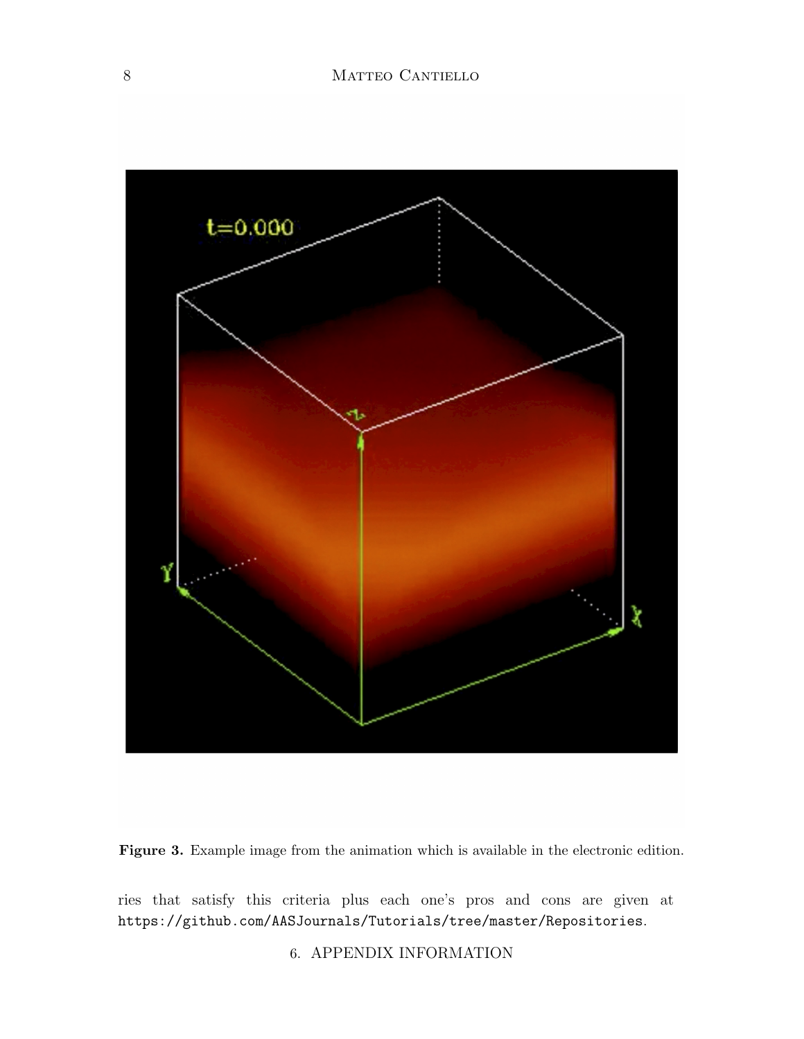Figure 3. Example image from the animation which is available in the electronic edition.

ries that satisfy this criteria plus each one's pros and cons are given at https://github.com/AASJournals/Tutorials/tree/master/Repositories.

## 6. APPENDIX INFORMATION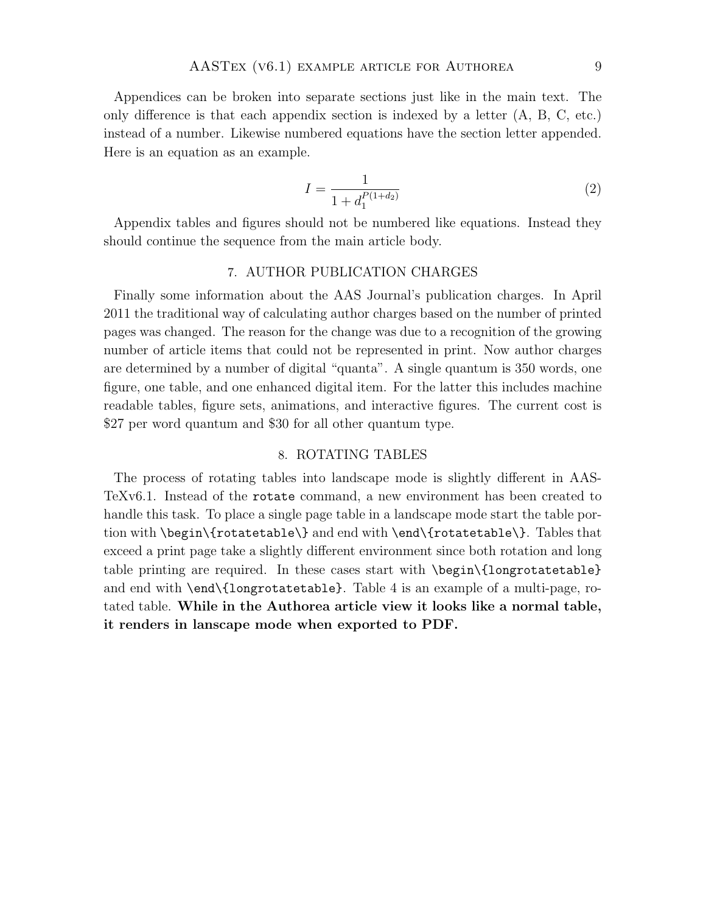Appendices can be broken into separate sections just like in the main text. The only difference is that each appendix section is indexed by a letter (A, B, C, etc.) instead of a number. Likewise numbered equations have the section letter appended. Here is an equation as an example.

$$I = \frac{1}{1 + d_1^{P(1+d_2)}} \tag{2}$$

Appendix tables and figures should not be numbered like equations. Instead they should continue the sequence from the main article body.

## 7. AUTHOR PUBLICATION CHARGES

Finally some information about the AAS Journal's publication charges. In April 2011 the traditional way of calculating author charges based on the number of printed pages was changed. The reason for the change was due to a recognition of the growing number of article items that could not be represented in print. Now author charges are determined by a number of digital "quanta". A single quantum is 350 words, one figure, one table, and one enhanced digital item. For the latter this includes machine readable tables, figure sets, animations, and interactive figures. The current cost is $27 per word quantum and $30 for all other quantum type.

## 8. ROTATING TABLES

The process of rotating tables into landscape mode is slightly different in AASTeXv6.1. Instead of the `rotate` command, a new environment has been created to handle this task. To place a single page table in a landscape mode start the table portion with `\begin\{rotatetable\}` and end with `\end\{rotatetable\}`. Tables that exceed a print page take a slightly different environment since both rotation and long table printing are required. In these cases start with `\begin\{longrotatetable}` and end with `\end\{longrotatetable}`. Table 4 is an example of a multi-page, rotated table. **While in the Authorea article view it looks like a normal table, it renders in lanscape mode when exported to PDF.**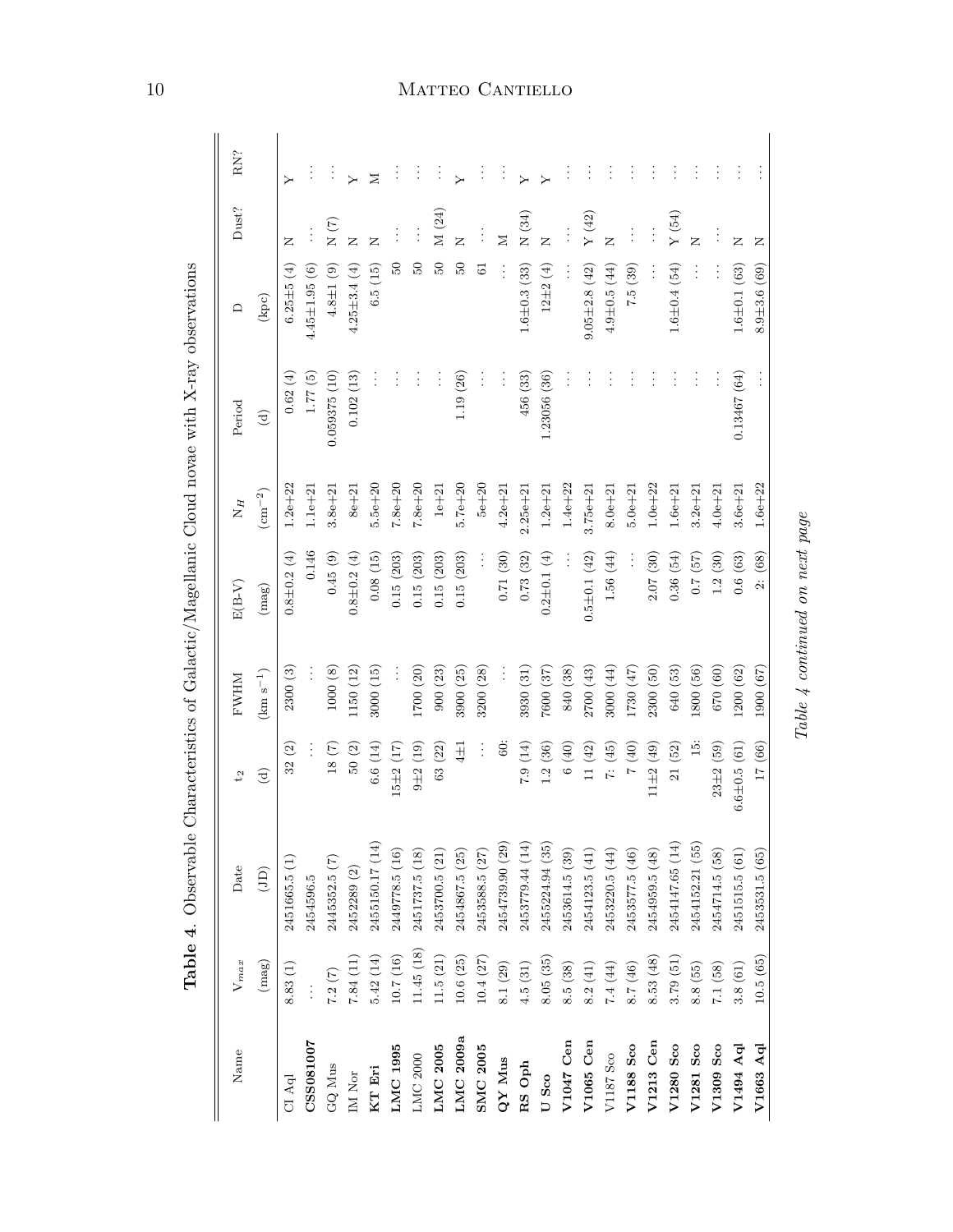**Table 4**. Observable Characteristics of Galactic/Magellanic Cloud novae with X-ray observations

| Name | $V_{max}$ | Date | $t_2$ | FWHM | E(B-V) | $N_H$ | Period | D | Dust? | RN? |
|---|---|---|---|---|---|---|---|---|---|---|
| | (mag) | (JD) | (d) | (km s$^{-1}$) | (mag) | (cm$^{-2}$) | (d) | (kpc) | | |
| CI Aql | 8.83 (1) | 2451665.5 (1) | 32 (2) | 2300 (3) | 0.8±0.2 (4) | 1.2e+22 | 0.62 (4) | 6.25±5 (4) | N | Y |
| **CSS081007** | ... | 2454596.5 | ... | ... | 0.146 | 1.1e+21 | 1.77 (5) | 4.45±1.95 (6) | ... | ... |
| GQ Mus | 7.2 (7) | 2445352.5 (7) | 18 (7) | 1000 (8) | 0.45 (9) | 3.8e+21 | 0.059375 (10) | 4.8±1 (9) | N (7) | ... |
| IM Nor | 7.84 (11) | 2452289 (2) | 50 (2) | 1150 (12) | 0.8±0.2 (4) | 8e+21 | 0.102 (13) | 4.25±3.4 (4) | N | Y |
| **KT Eri** | 5.42 (14) | 2455150.17 (14) | 6.6 (14) | 3000 (15) | 0.08 (15) | 5.5e+20 | ... | 6.5 (15) | N | M |
| **LMC 1995** | 10.7 (16) | 2449778.5 (16) | 15±2 (17) | ... | 0.15 (203) | 7.8e+20 | ... | 50 | ... | ... |
| LMC 2000 | 11.45 (18) | 2451737.5 (18) | 9±2 (19) | 1700 (20) | 0.15 (203) | 7.8e+20 | ... | 50 | ... | ... |
| **LMC 2005** | 11.5 (21) | 2453700.5 (21) | 63 (22) | 900 (23) | 0.15 (203) | 1e+21 | ... | 50 | M (24) | ... |
| **LMC 2009a** | 10.6 (25) | 2454867.5 (25) | 4±1 | 3900 (25) | 0.15 (203) | 5.7e+20 | 1.19 (26) | 50 | N | Y |
| **SMC 2005** | 10.4 (27) | 2453588.5 (27) | ... | 3200 (28) | ... | 5e+20 | ... | 61 | ... | ... |
| **QY Mus** | 8.1 (29) | 2454739.90 (29) | 60: | ... | 0.71 (30) | 4.2e+21 | ... | ... | M | ... |
| **RS Oph** | 4.5 (31) | 2453779.44 (14) | 7.9 (14) | 3930 (31) | 0.73 (32) | 2.25e+21 | 456 (33) | 1.6±0.3 (33) | N (34) | Y |
| **U Sco** | 8.05 (35) | 2455224.94 (35) | 1.2 (36) | 7600 (37) | 0.2±0.1 (4) | 1.2e+21 | 1.23056 (36) | 12±2 (4) | N | Y |
| **V1047 Cen** | 8.5 (38) | 2453614.5 (39) | 6 (40) | 840 (38) | ... | 1.4e+22 | ... | ... | ... | ... |
| **V1065 Cen** | 8.2 (41) | 2454123.5 (41) | 11 (42) | 2700 (43) | 0.5±0.1 (42) | 3.75e+21 | ... | 9.05±2.8 (42) | Y (42) | ... |
| V1187 Sco | 7.4 (44) | 2453220.5 (44) | 7: (45) | 3000 (44) | 1.56 (44) | 8.0e+21 | ... | 4.9±0.5 (44) | N | ... |
| **V1188 Sco** | 8.7 (46) | 2453577.5 (46) | 7 (40) | 1730 (47) | ... | 5.0e+21 | ... | 7.5 (39) | ... | ... |
| **V1213 Cen** | 8.53 (48) | 2454959.5 (48) | 11±2 (49) | 2300 (50) | 2.07 (30) | 1.0e+22 | ... | ... | ... | ... |
| **V1280 Sco** | 3.79 (51) | 2454147.65 (14) | 21 (52) | 640 (53) | 0.36 (54) | 1.6e+21 | ... | 1.6±0.4 (54) | Y (54) | ... |
| **V1281 Sco** | 8.8 (55) | 2454152.21 (55) | 15: | 1800 (56) | 0.7 (57) | 3.2e+21 | ... | ... | N | ... |
| **V1309 Sco** | 7.1 (58) | 2454714.5 (58) | 23±2 (59) | 670 (60) | 1.2 (30) | 4.0e+21 | ... | ... | ... | ... |
| **V1494 Aql** | 3.8 (61) | 2451515.5 (61) | 6.6±0.5 (61) | 1200 (62) | 0.6 (63) | 3.6e+21 | 0.13467 (64) | 1.6±0.1 (63) | N | ... |
| **V1663 Aql** | 10.5 (65) | 2453531.5 (65) | 17 (66) | 1900 (67) | 2: (68) | 1.6e+22 | ... | 8.9±3.6 (69) | N | ... |

*Table 4 continued on next page*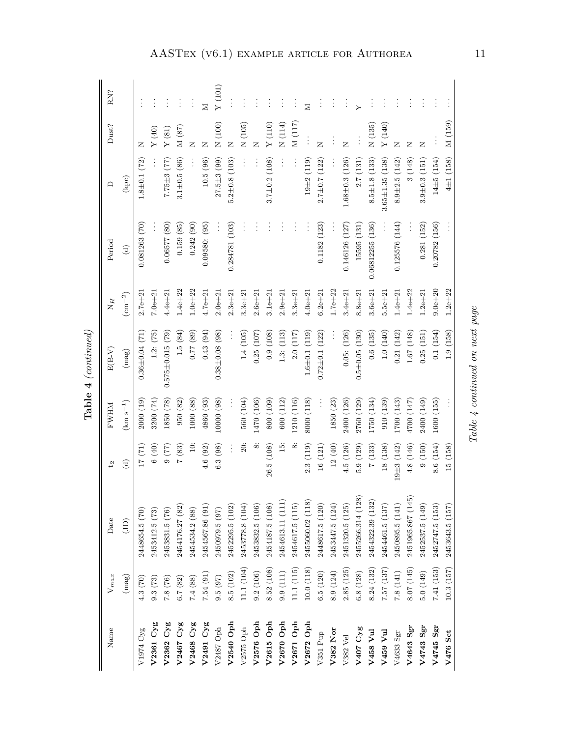**Table 4** *(continued)*

| Name | $V_{max}$ | Date | $t_2$ | FWHM | E(B-V) | $N_H$ | Period | D | Dust? | RN? |
|---|---|---|---|---|---|---|---|---|---|---|
| | (mag) | (JD) | (d) | (km s$^{-1}$) | (mag) | (cm$^{-2}$) | (d) | (kpc) | | |
| V1974 Cyg | 4.3 (70) | 2448654.5 (70) | 17 (71) | 2000 (19) | 0.36±0.04 (71) | 2.7e+21 | 0.081263 (70) | 1.8±0.1 (72) | N | ... |
| **V2361 Cyg** | 9.3 (73) | 2453412.5 (73) | 6 (40) | 3200 (74) | 1.2: (75) | 7.0e+21 | ... | ... | Y (40) | ... |
| **V2362 Cyg** | 7.8 (76) | 2453831.5 (76) | 9 (77) | 1850 (78) | 0.575±0.015 (79) | 4.4e+21 | 0.06577 (80) | 7.75±3 (77) | Y (81) | ... |
| **V2467 Cyg** | 6.7 (82) | 2454176.27 (82) | 7 (83) | 950 (82) | 1.5 (84) | 1.4e+22 | 0.159 (85) | 3.1±0.5 (86) | M (87) | ... |
| **V2468 Cyg** | 7.4 (88) | 2454534.2 (88) | 10: | 1000 (88) | 0.77 (89) | 1.0e+22 | 0.242 (90) | ... | N | ... |
| **V2491 Cyg** | 7.54 (91) | 2454567.86 (91) | 4.6 (92) | 4860 (93) | 0.43 (94) | 4.7e+21 | 0.09580: (95) | 10.5 (96) | N | M |
| V2487 Oph | 9.5 (97) | 2450979.5 (97) | 6.3 (98) | 10000 (98) | 0.38±0.08 (98) | 2.0e+21 | ... | 27.5±3 (99) | N (100) | Y (101) |
| **V2540 Oph** | 8.5 (102) | 2452295.5 (102) | ... | ... | ... | 2.3e+21 | 0.284781 (103) | 5.2±0.8 (103) | N | ... |
| V2575 Oph | 11.1 (104) | 2453778.8 (104) | 20: | 560 (104) | 1.4 (105) | 3.3e+21 | ... | ... | N (105) | ... |
| **V2576 Oph** | 9.2 (106) | 2453832.5 (106) | 8: | 1470 (106) | 0.25 (107) | 2.6e+21 | ... | ... | N | ... |
| **V2615 Oph** | 8.52 (108) | 2454187.5 (108) | 26.5 (108) | 800 (109) | 0.9 (108) | 3.1e+21 | ... | 3.7±0.2 (108) | Y (110) | ... |
| **V2670 Oph** | 9.9 (111) | 2454613.11 (111) | 15: | 600 (112) | 1.3: (113) | 2.9e+21 | ... | ... | N (114) | ... |
| **V2671 Oph** | 11.1 (115) | 2454617.5 (115) | 8: | 1210 (116) | 2.0 (117) | 3.3e+21 | ... | ... | M (117) | ... |
| **V2672 Oph** | 10.0 (118) | 2455060.02 (118) | 2.3 (119) | 8000 (118) | 1.6±0.1 (119) | 4.0e+21 | ... | 19±2 (119) | ... | M |
| V351 Pup | 6.5 (120) | 2448617.5 (120) | 16 (121) | ... | 0.72±0.1 (122) | 6.2e+21 | 0.1182 (123) | 2.7±0.7 (122) | N | ... |
| **V382 Nor** | 8.9 (124) | 2453447.5 (124) | 12 (40) | 1850 (23) | ... | 1.7e+22 | ... | ... | ... | ... |
| V382 Vel | 2.85 (125) | 2451320.5 (125) | 4.5 (126) | 2400 (126) | 0.05: (126) | 3.4e+21 | 0.146126 (127) | 1.68±0.3 (126) | N | ... |
| **V407 Cyg** | 6.8 (128) | 2455266.314 (128) | 5.9 (129) | 2760 (129) | 0.5±0.05 (130) | 8.8e+21 | 15595 (131) | 2.7 (131) | ... | Y |
| **V458 Vul** | 8.24 (132) | 2454322.39 (132) | 7 (133) | 1750 (134) | 0.6 (135) | 3.6e+21 | 0.06812255 (136) | 8.5±1.8 (133) | N (135) | ... |
| **V459 Vul** | 7.57 (137) | 2454461.5 (137) | 18 (138) | 910 (139) | 1.0 (140) | 5.5e+21 | ... | 3.65±1.35 (138) | Y (140) | ... |
| V4633 Sgr | 7.8 (141) | 2450895.5 (141) | 19±3 (142) | 1700 (143) | 0.21 (142) | 1.4e+21 | 0.125576 (144) | 8.9±2.5 (142) | N | ... |
| **V4643 Sgr** | 8.07 (145) | 2451965.867 (145) | 4.8 (146) | 4700 (147) | 1.67 (148) | 1.4e+22 | ... | 3 (148) | N | ... |
| **V4743 Sgr** | 5.0 (149) | 2452537.5 (149) | 9 (150) | 2400 (149) | 0.25 (151) | 1.2e+21 | 0.281 (152) | 3.9±0.3 (151) | N | ... |
| **V4745 Sgr** | 7.41 (153) | 2452747.5 (153) | 8.6 (154) | 1600 (155) | 0.1 (154) | 9.0e+20 | 0.20782 (156) | 14±5 (154) | ... | ... |
| **V476 Sct** | 10.3 (157) | 2453643.5 (157) | 15 (158) | ... | 1.9 (158) | 1.2e+22 | ... | 4±1 (158) | M (159) | ... |

*Table 4 continued on next page*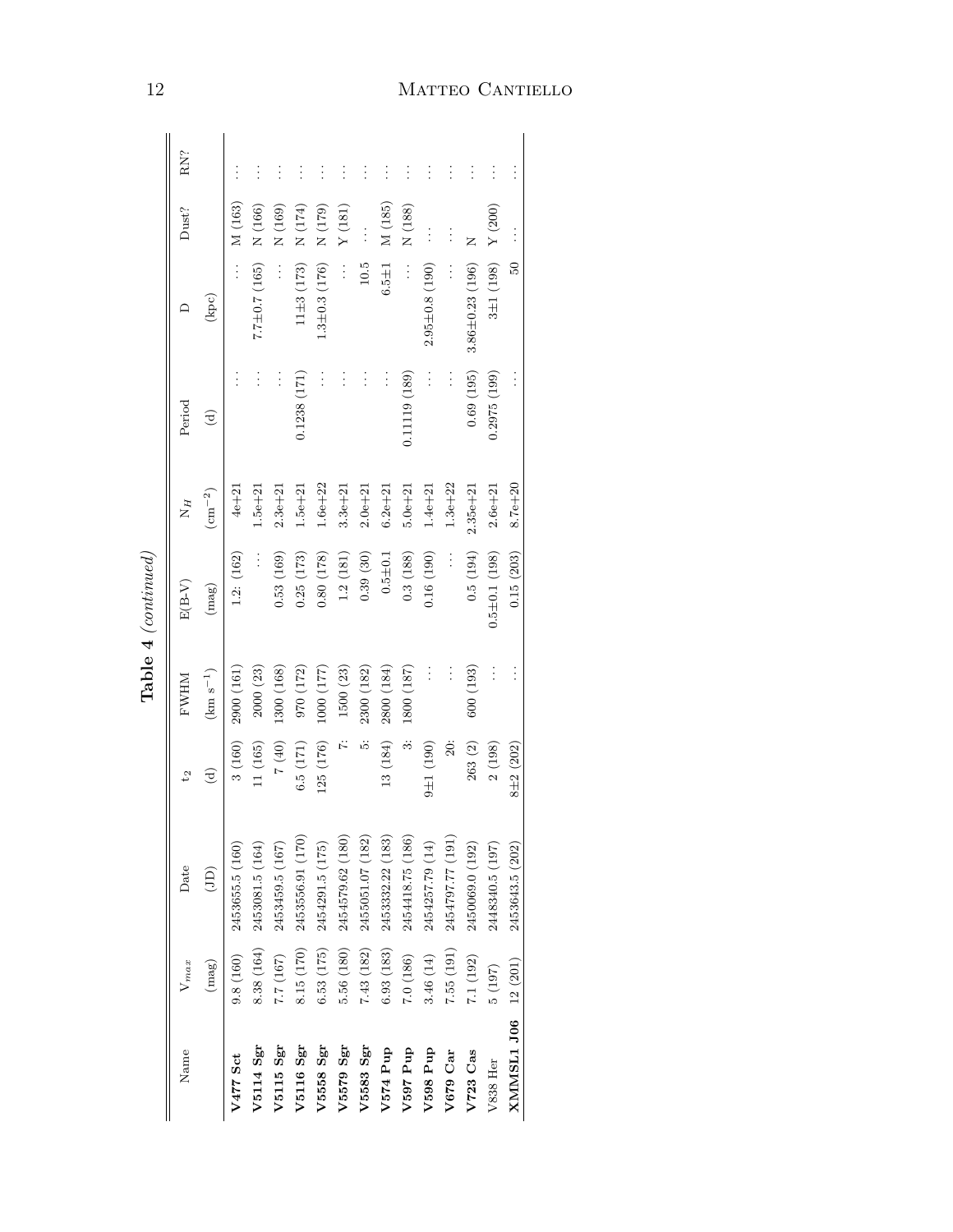**Table 4** *(continued)*

| Name | $V_{max}$ (mag) | Date (JD) | $t_2$ (d) | FWHM (km s$^{-1}$) | E(B-V) (mag) | $N_H$ (cm$^{-2}$) | Period (d) | D (kpc) | Dust? | RN? |
|---|---|---|---|---|---|---|---|---|---|---|
| **V477 Sct** | 9.8 (160) | 2453655.5 (160) | 3 (160) | 2900 (161) | 1.2: (162) | 4e+21 | ... | ... | M (163) | ... |
| **V5114 Sgr** | 8.38 (164) | 2453081.5 (164) | 11 (165) | 2000 (23) | ... | 1.5e+21 | ... | 7.7±0.7 (165) | N (166) | ... |
| **V5115 Sgr** | 7.7 (167) | 2453459.5 (167) | 7 (40) | 1300 (168) | 0.53 (169) | 2.3e+21 | ... | ... | N (169) | ... |
| **V5116 Sgr** | 8.15 (170) | 2453556.91 (170) | 6.5 (171) | 970 (172) | 0.25 (173) | 1.5e+21 | 0.1238 (171) | 11±3 (173) | N (174) | ... |
| **V5558 Sgr** | 6.53 (175) | 2454291.5 (175) | 125 (176) | 1000 (177) | 0.80 (178) | 1.6e+22 | ... | 1.3±0.3 (176) | N (179) | ... |
| **V5579 Sgr** | 5.56 (180) | 2454579.62 (180) | 7: | 1500 (23) | 1.2 (181) | 3.3e+21 | ... | ... | Y (181) | ... |
| **V5583 Sgr** | 7.43 (182) | 2455051.07 (182) | 5: | 2300 (182) | 0.39 (30) | 2.0e+21 | ... | 10.5 | ... | ... |
| **V574 Pup** | 6.93 (183) | 2453332.22 (183) | 13 (184) | 2800 (184) | 0.5±0.1 | 6.2e+21 | ... | 6.5±1 | M (185) | ... |
| **V597 Pup** | 7.0 (186) | 2454418.75 (186) | 3: | 1800 (187) | 0.3 (188) | 5.0e+21 | 0.11119 (189) | ... | N (188) | ... |
| **V598 Pup** | 3.46 (14) | 2454257.79 (14) | 9±1 (190) | ... | 0.16 (190) | 1.4e+21 | ... | 2.95±0.8 (190) | ... | ... |
| **V679 Car** | 7.55 (191) | 2454797.77 (191) | 20: | ... | ... | 1.3e+22 | ... | ... | ... | ... |
| **V723 Cas** | 7.1 (192) | 2450069.0 (192) | 263 (2) | 600 (193) | 0.5 (194) | 2.35e+21 | 0.69 (195) | 3.86±0.23 (196) | N | ... |
| V838 Her | 5 (197) | 2448340.5 (197) | 2 (198) | ... | 0.5±0.1 (198) | 2.6e+21 | 0.2975 (199) | 3±1 (198) | Y (200) | ... |
| **XMMSL1 J06** | 12 (201) | 2453643.5 (202) | 8±2 (202) | ... | 0.15 (203) | 8.7e+20 | ... | 50 | ... | ... |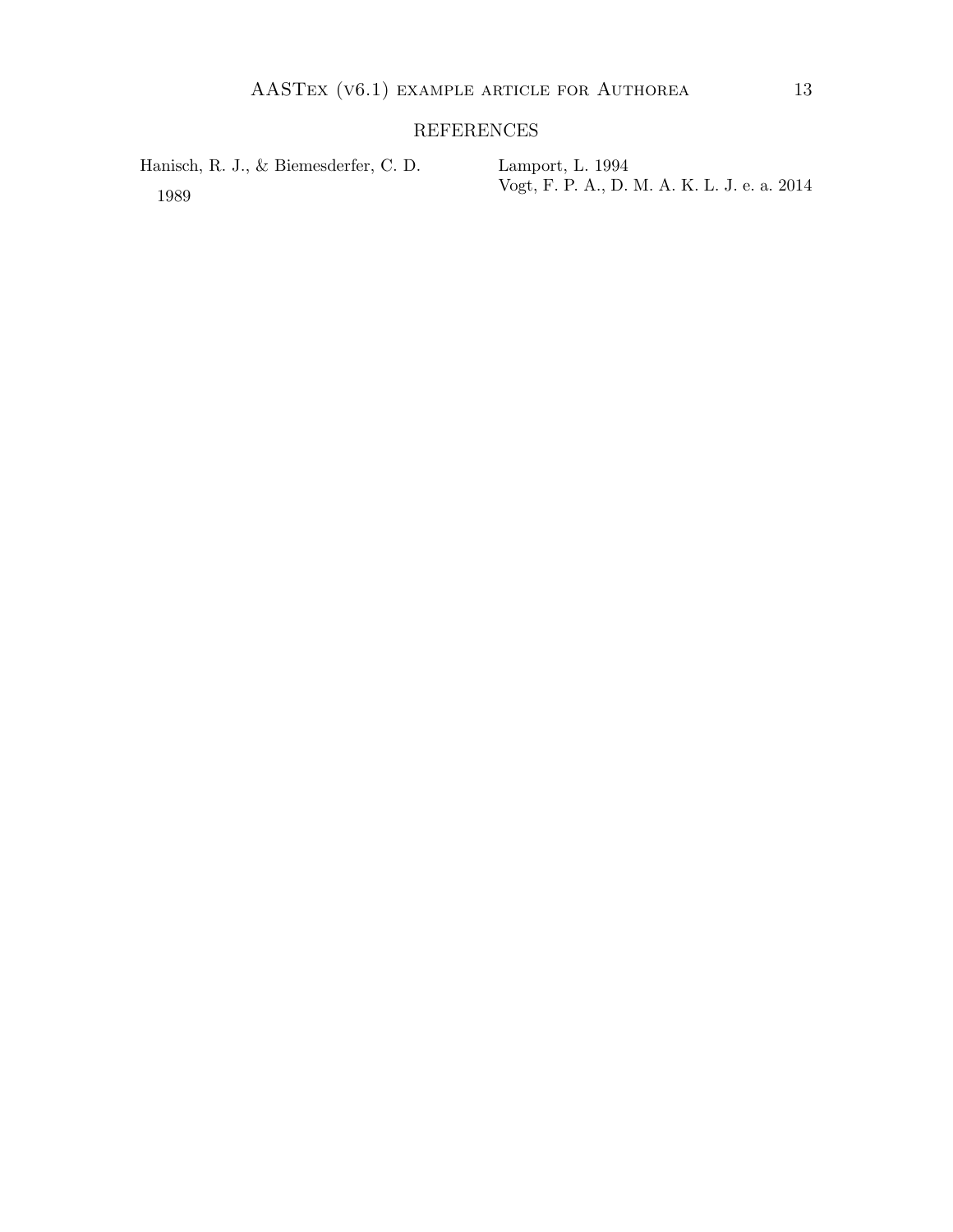## REFERENCES

Hanisch, R. J., & Biemesderfer, C. D. 1989

Lamport, L. 1994

Vogt, F. P. A., D. M. A. K. L. J. e. a. 2014